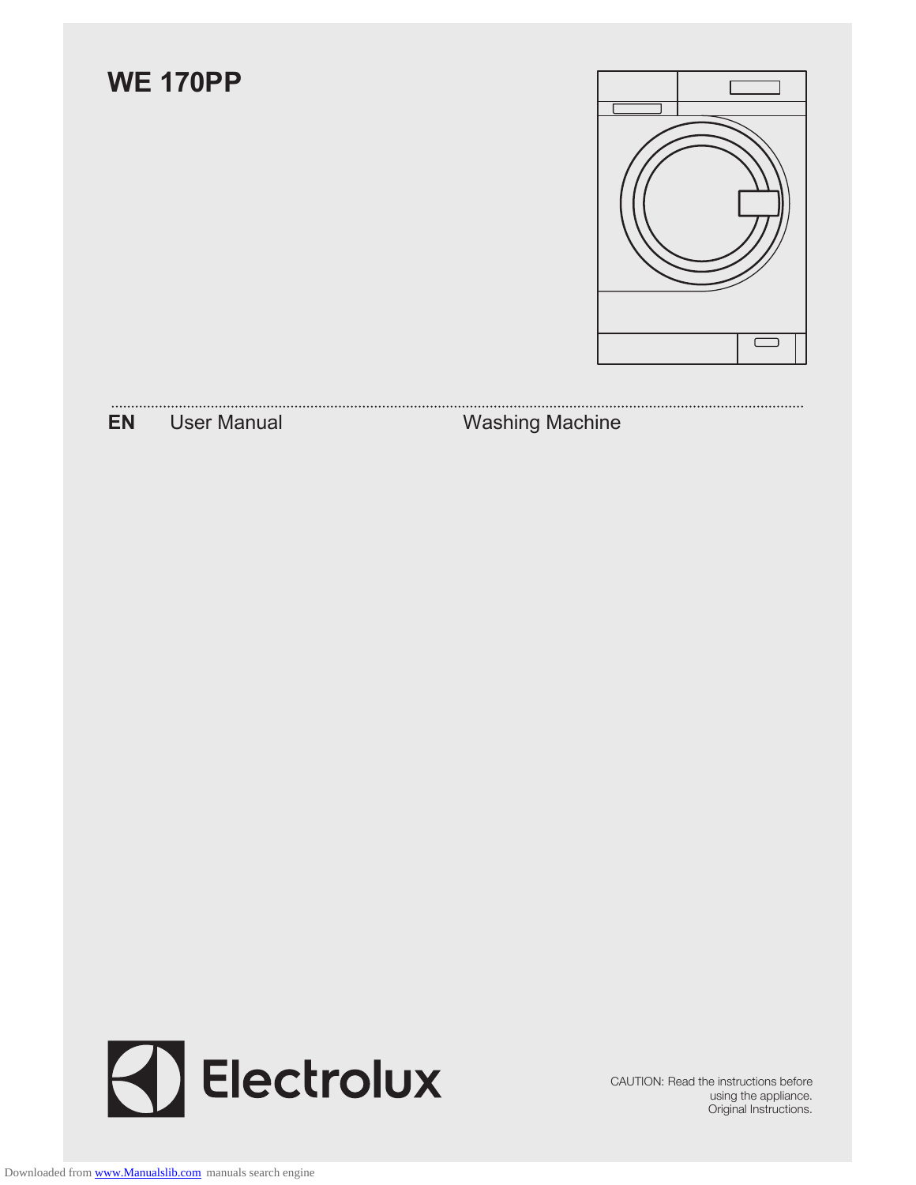# WE 170PP

**EN** User Manual Washing Machine

Electrolux

CAUTION: Read the instructions before using the appliance.
Original Instructions.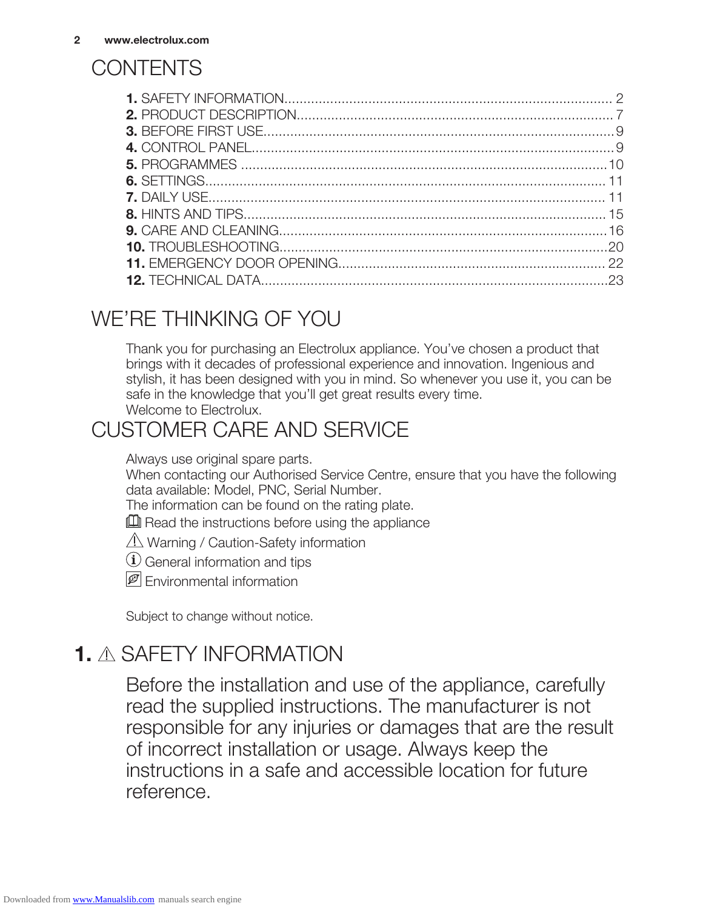# CONTENTS

**1.** SAFETY INFORMATION..................................................................................... 2
**2.** PRODUCT DESCRIPTION.................................................................................. 7
**3.** BEFORE FIRST USE..........................................................................................9
**4.** CONTROL PANEL.............................................................................................9
**5.** PROGRAMMES ...............................................................................................10
**6.** SETTINGS....................................................................................................... 11
**7.** DAILY USE...................................................................................................... 11
**8.** HINTS AND TIPS............................................................................................. 15
**9.** CARE AND CLEANING....................................................................................16
**10.** TROUBLESHOOTING....................................................................................20
**11.** EMERGENCY DOOR OPENING..................................................................... 22
**12.** TECHNICAL DATA..........................................................................................23

# WE'RE THINKING OF YOU

Thank you for purchasing an Electrolux appliance. You've chosen a product that brings with it decades of professional experience and innovation. Ingenious and stylish, it has been designed with you in mind. So whenever you use it, you can be safe in the knowledge that you'll get great results every time.
Welcome to Electrolux.

# CUSTOMER CARE AND SERVICE

Always use original spare parts.
When contacting our Authorised Service Centre, ensure that you have the following data available: Model, PNC, Serial Number.
The information can be found on the rating plate.

Read the instructions before using the appliance

⚠ Warning / Caution-Safety information

ⓘ General information and tips

Environmental information

Subject to change without notice.

# 1. ⚠ SAFETY INFORMATION

Before the installation and use of the appliance, carefully read the supplied instructions. The manufacturer is not responsible for any injuries or damages that are the result of incorrect installation or usage. Always keep the instructions in a safe and accessible location for future reference.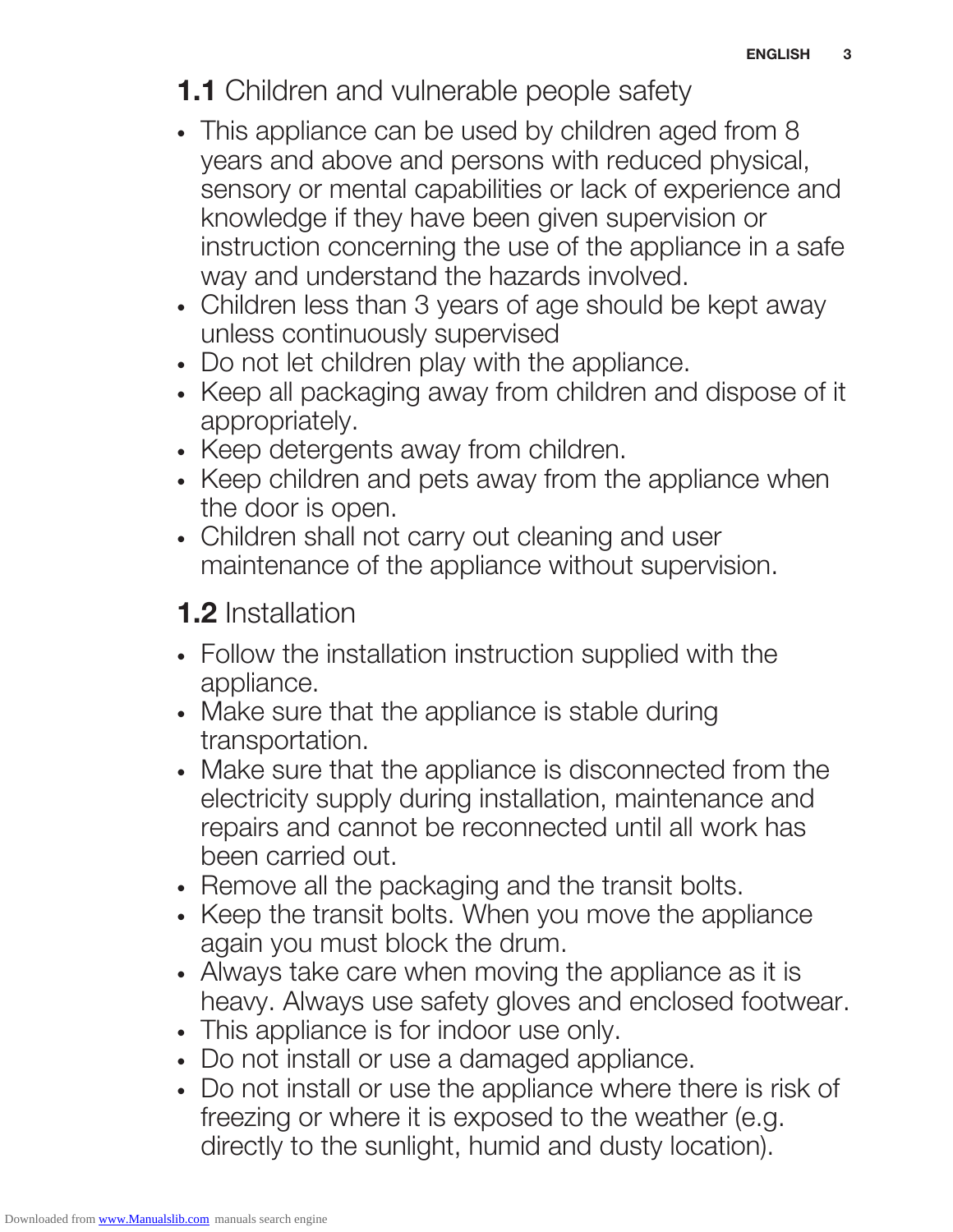## 1.1 Children and vulnerable people safety

- This appliance can be used by children aged from 8 years and above and persons with reduced physical, sensory or mental capabilities or lack of experience and knowledge if they have been given supervision or instruction concerning the use of the appliance in a safe way and understand the hazards involved.
- Children less than 3 years of age should be kept away unless continuously supervised
- Do not let children play with the appliance.
- Keep all packaging away from children and dispose of it appropriately.
- Keep detergents away from children.
- Keep children and pets away from the appliance when the door is open.
- Children shall not carry out cleaning and user maintenance of the appliance without supervision.

## 1.2 Installation

- Follow the installation instruction supplied with the appliance.
- Make sure that the appliance is stable during transportation.
- Make sure that the appliance is disconnected from the electricity supply during installation, maintenance and repairs and cannot be reconnected until all work has been carried out.
- Remove all the packaging and the transit bolts.
- Keep the transit bolts. When you move the appliance again you must block the drum.
- Always take care when moving the appliance as it is heavy. Always use safety gloves and enclosed footwear.
- This appliance is for indoor use only.
- Do not install or use a damaged appliance.
- Do not install or use the appliance where there is risk of freezing or where it is exposed to the weather (e.g. directly to the sunlight, humid and dusty location).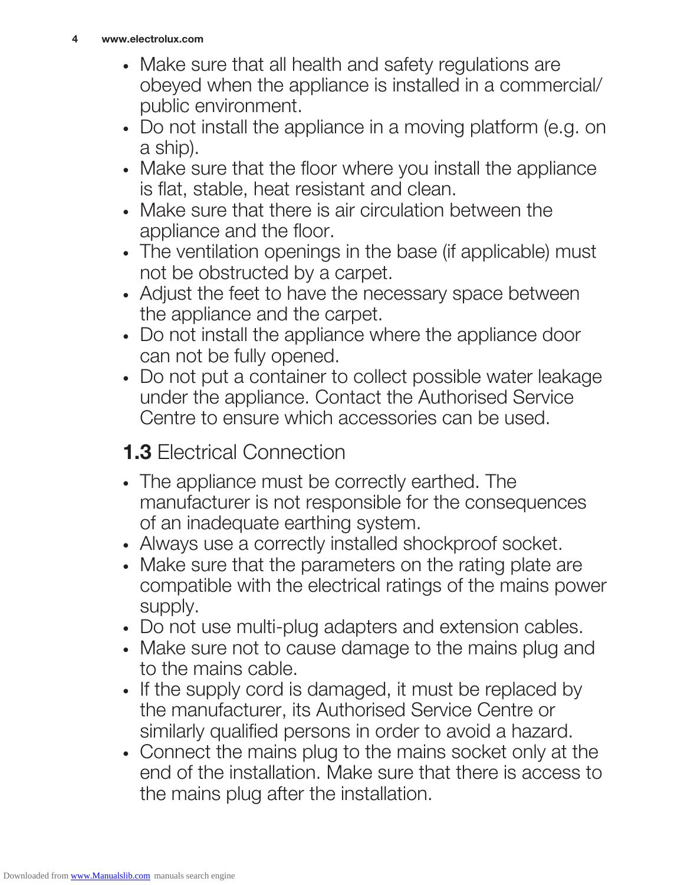- Make sure that all health and safety regulations are obeyed when the appliance is installed in a commercial/ public environment.
- Do not install the appliance in a moving platform (e.g. on a ship).
- Make sure that the floor where you install the appliance is flat, stable, heat resistant and clean.
- Make sure that there is air circulation between the appliance and the floor.
- The ventilation openings in the base (if applicable) must not be obstructed by a carpet.
- Adjust the feet to have the necessary space between the appliance and the carpet.
- Do not install the appliance where the appliance door can not be fully opened.
- Do not put a container to collect possible water leakage under the appliance. Contact the Authorised Service Centre to ensure which accessories can be used.

## **1.3** Electrical Connection

- The appliance must be correctly earthed. The manufacturer is not responsible for the consequences of an inadequate earthing system.
- Always use a correctly installed shockproof socket.
- Make sure that the parameters on the rating plate are compatible with the electrical ratings of the mains power supply.
- Do not use multi-plug adapters and extension cables.
- Make sure not to cause damage to the mains plug and to the mains cable.
- If the supply cord is damaged, it must be replaced by the manufacturer, its Authorised Service Centre or similarly qualified persons in order to avoid a hazard.
- Connect the mains plug to the mains socket only at the end of the installation. Make sure that there is access to the mains plug after the installation.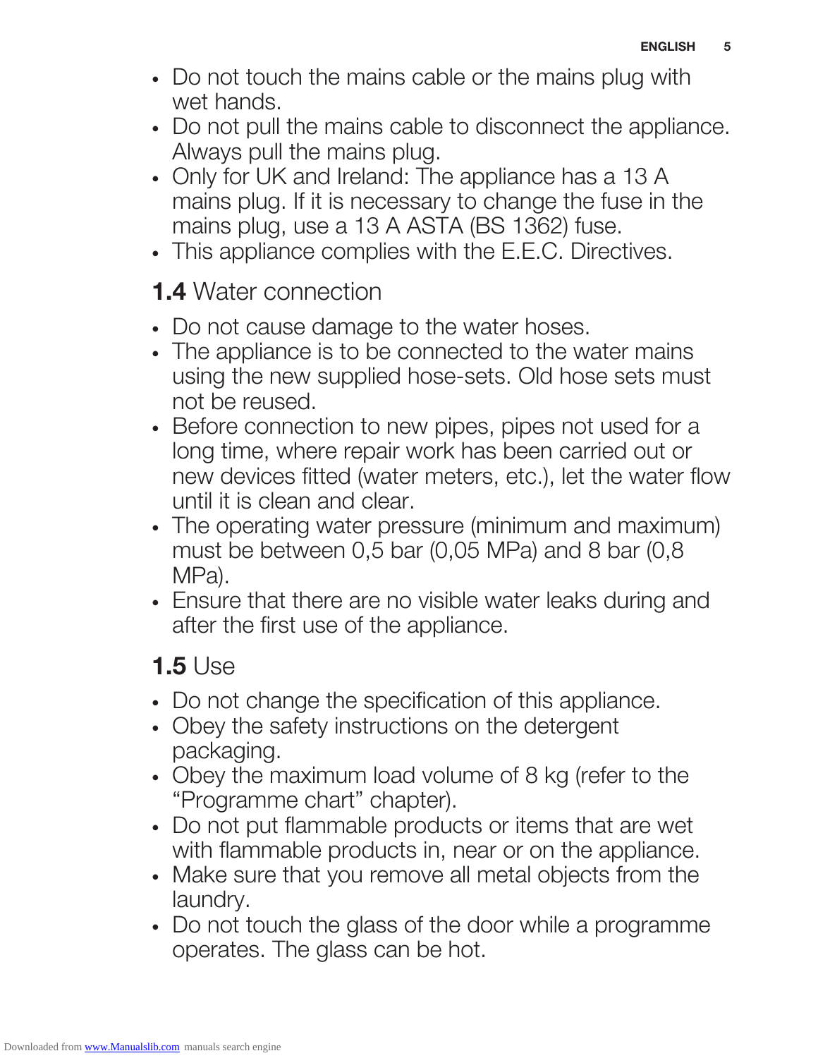- Do not touch the mains cable or the mains plug with wet hands.
- Do not pull the mains cable to disconnect the appliance. Always pull the mains plug.
- Only for UK and Ireland: The appliance has a 13 A mains plug. If it is necessary to change the fuse in the mains plug, use a 13 A ASTA (BS 1362) fuse.
- This appliance complies with the E.E.C. Directives.

## 1.4 Water connection

- Do not cause damage to the water hoses.
- The appliance is to be connected to the water mains using the new supplied hose-sets. Old hose sets must not be reused.
- Before connection to new pipes, pipes not used for a long time, where repair work has been carried out or new devices fitted (water meters, etc.), let the water flow until it is clean and clear.
- The operating water pressure (minimum and maximum) must be between 0,5 bar (0,05 MPa) and 8 bar (0,8 MPa).
- Ensure that there are no visible water leaks during and after the first use of the appliance.

## 1.5 Use

- Do not change the specification of this appliance.
- Obey the safety instructions on the detergent packaging.
- Obey the maximum load volume of 8 kg (refer to the "Programme chart" chapter).
- Do not put flammable products or items that are wet with flammable products in, near or on the appliance.
- Make sure that you remove all metal objects from the laundry.
- Do not touch the glass of the door while a programme operates. The glass can be hot.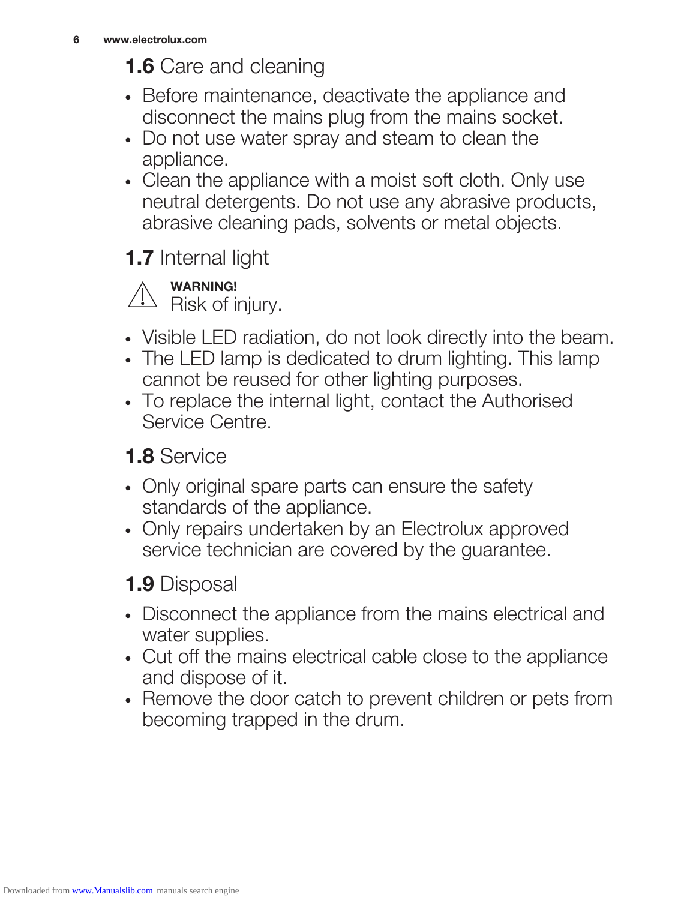## 1.6 Care and cleaning

- Before maintenance, deactivate the appliance and disconnect the mains plug from the mains socket.
- Do not use water spray and steam to clean the appliance.
- Clean the appliance with a moist soft cloth. Only use neutral detergents. Do not use any abrasive products, abrasive cleaning pads, solvents or metal objects.

## 1.7 Internal light

⚠ **WARNING!**
Risk of injury.

- Visible LED radiation, do not look directly into the beam.
- The LED lamp is dedicated to drum lighting. This lamp cannot be reused for other lighting purposes.
- To replace the internal light, contact the Authorised Service Centre.

## 1.8 Service

- Only original spare parts can ensure the safety standards of the appliance.
- Only repairs undertaken by an Electrolux approved service technician are covered by the guarantee.

## 1.9 Disposal

- Disconnect the appliance from the mains electrical and water supplies.
- Cut off the mains electrical cable close to the appliance and dispose of it.
- Remove the door catch to prevent children or pets from becoming trapped in the drum.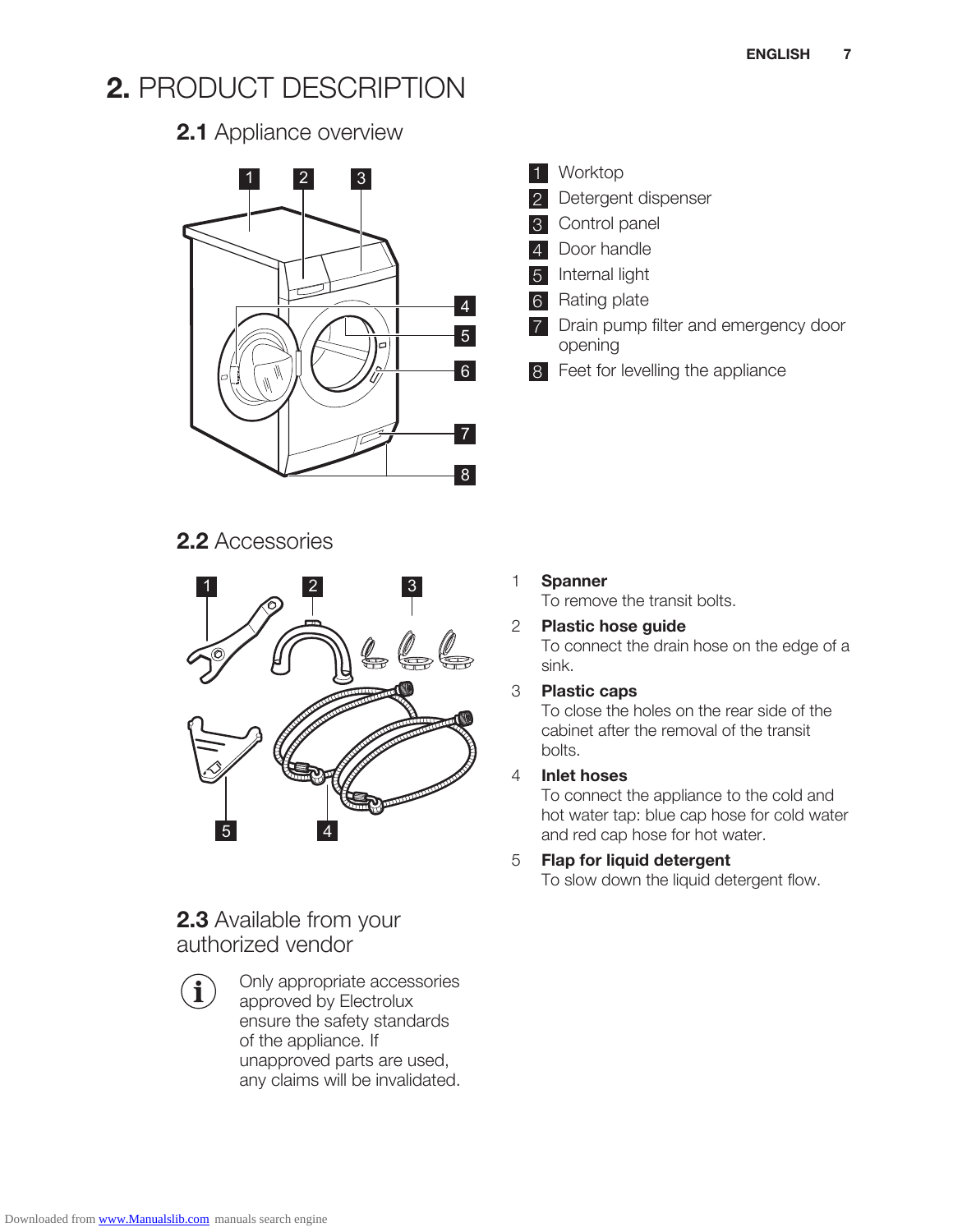# 2. PRODUCT DESCRIPTION

## 2.1 Appliance overview

1. Worktop
2. Detergent dispenser
3. Control panel
4. Door handle
5. Internal light
6. Rating plate
7. Drain pump filter and emergency door opening
8. Feet for levelling the appliance

## 2.2 Accessories

1. **Spanner**
   To remove the transit bolts.
2. **Plastic hose guide**
   To connect the drain hose on the edge of a sink.
3. **Plastic caps**
   To close the holes on the rear side of the cabinet after the removal of the transit bolts.
4. **Inlet hoses**
   To connect the appliance to the cold and hot water tap: blue cap hose for cold water and red cap hose for hot water.
5. **Flap for liquid detergent**
   To slow down the liquid detergent flow.

## 2.3 Available from your authorized vendor

Only appropriate accessories approved by Electrolux ensure the safety standards of the appliance. If unapproved parts are used, any claims will be invalidated.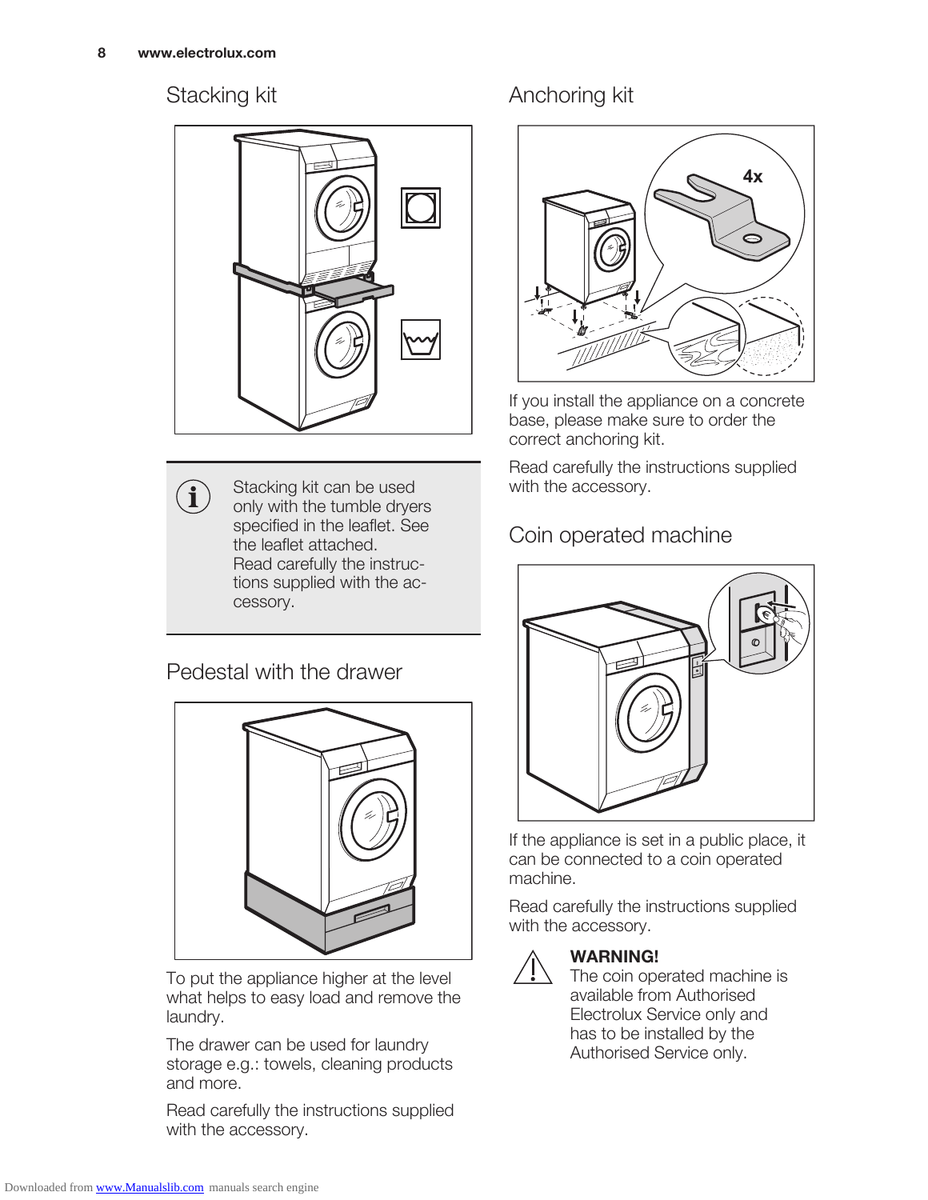## Stacking kit

> Stacking kit can be used only with the tumble dryers specified in the leaflet. See the leaflet attached. Read carefully the instructions supplied with the accessory.

## Pedestal with the drawer

To put the appliance higher at the level what helps to easy load and remove the laundry.

The drawer can be used for laundry storage e.g.: towels, cleaning products and more.

Read carefully the instructions supplied with the accessory.

## Anchoring kit

4x

If you install the appliance on a concrete base, please make sure to order the correct anchoring kit.

Read carefully the instructions supplied with the accessory.

## Coin operated machine

If the appliance is set in a public place, it can be connected to a coin operated machine.

Read carefully the instructions supplied with the accessory.

**WARNING!**
The coin operated machine is available from Authorised Electrolux Service only and has to be installed by the Authorised Service only.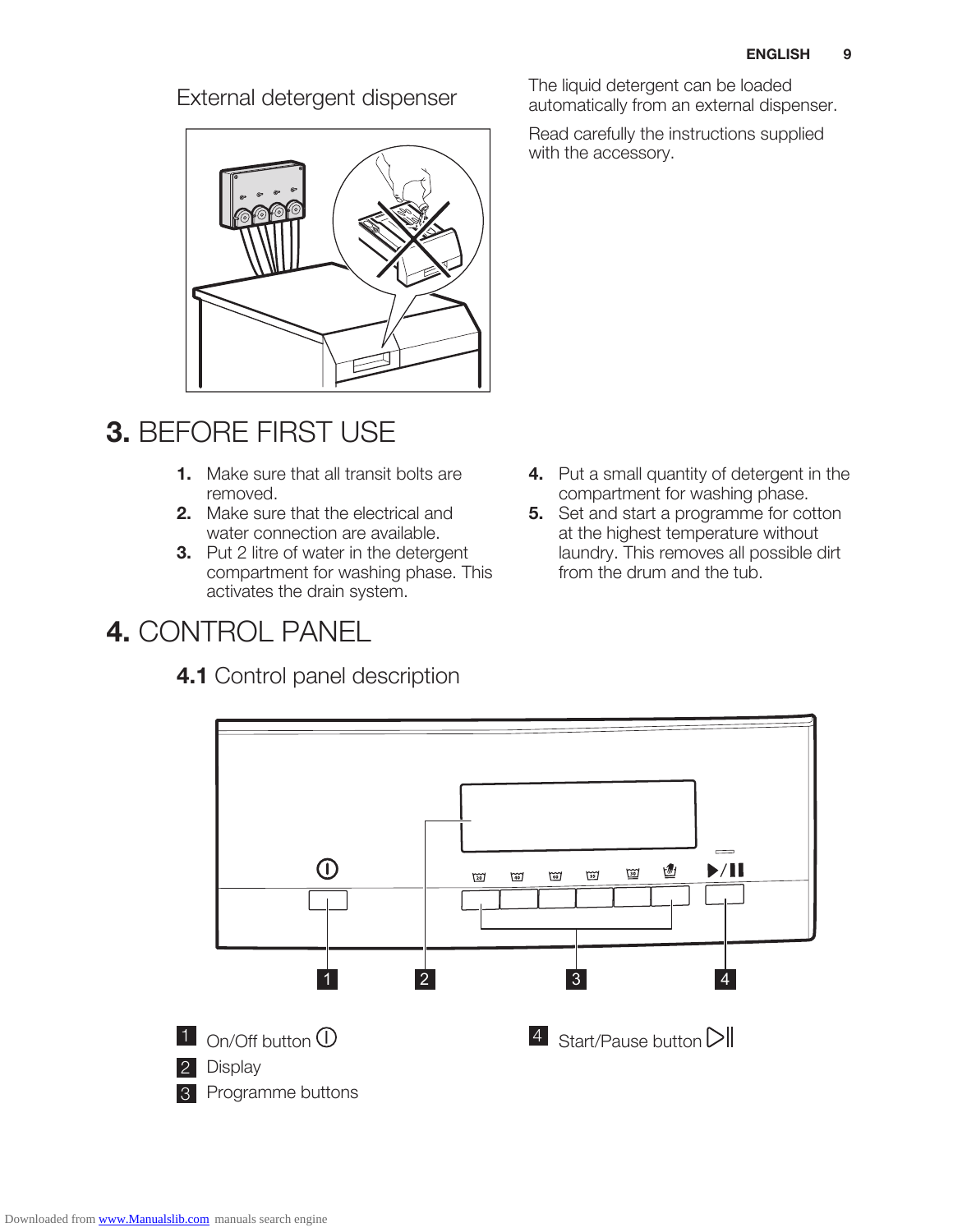External detergent dispenser

The liquid detergent can be loaded automatically from an external dispenser.

Read carefully the instructions supplied with the accessory.

# 3. BEFORE FIRST USE

1. Make sure that all transit bolts are removed.
2. Make sure that the electrical and water connection are available.
3. Put 2 litre of water in the detergent compartment for washing phase. This activates the drain system.
4. Put a small quantity of detergent in the compartment for washing phase.
5. Set and start a programme for cotton at the highest temperature without laundry. This removes all possible dirt from the drum and the tub.

# 4. CONTROL PANEL

## 4.1 Control panel description

1 On/Off button

2 Display

3 Programme buttons

4 Start/Pause button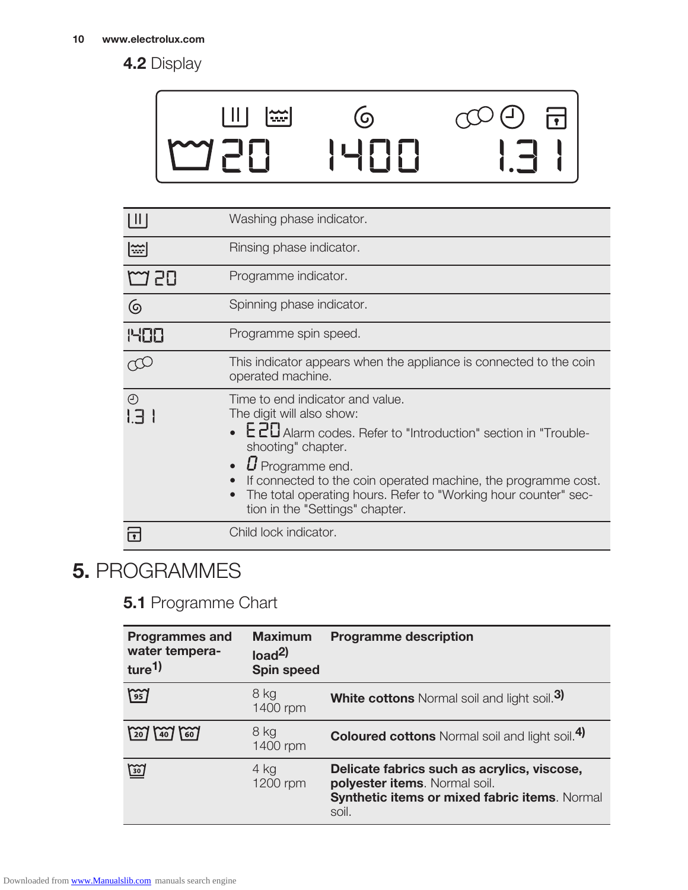## 4.2 Display

| | |
|---|---|
| Washing phase indicator symbol | Washing phase indicator. |
| Rinsing phase indicator symbol | Rinsing phase indicator. |
| 20 | Programme indicator. |
| Spinning phase indicator symbol | Spinning phase indicator. |
| 1400 | Programme spin speed. |
| Coin operated machine indicator symbol | This indicator appears when the appliance is connected to the coin operated machine. |
| 1.31 | Time to end indicator and value.<br>The digit will also show:<br>• E20 Alarm codes. Refer to "Introduction" section in "Trouble-shooting" chapter.<br>• 0 Programme end.<br>• If connected to the coin operated machine, the programme cost.<br>• The total operating hours. Refer to "Working hour counter" section in the "Settings" chapter. |
| Child lock indicator symbol | Child lock indicator. |

# 5. PROGRAMMES

## 5.1 Programme Chart

| Programmes and water temperature[1] | Maximum load[2] Spin speed | Programme description |
|---|---|---|
| 95 | 8 kg<br>1400 rpm | **White cottons** Normal soil and light soil.[3] |
| 20 40 60 | 8 kg<br>1400 rpm | **Coloured cottons** Normal soil and light soil.[4] |
| 30 | 4 kg<br>1200 rpm | **Delicate fabrics such as acrylics, viscose, polyester items**. Normal soil.<br>**Synthetic items or mixed fabric items**. Normal soil. |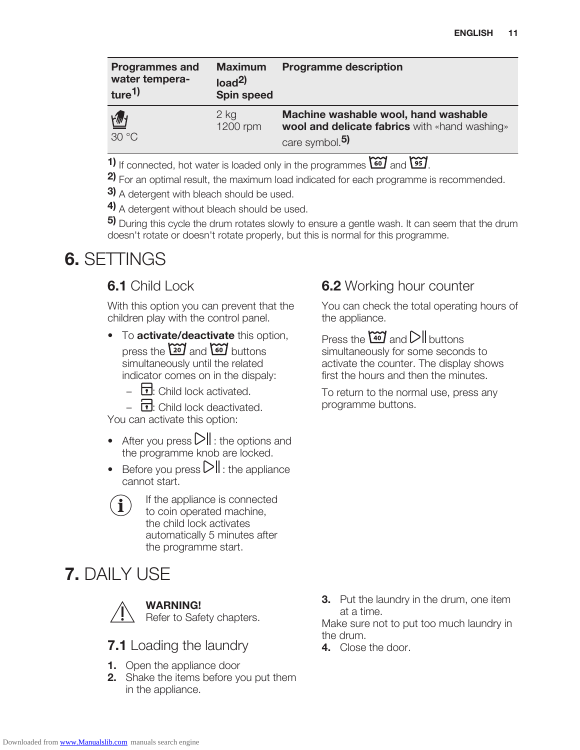| Programmes and water temperature[1] | Maximum load[2] Spin speed | Programme description |
| --- | --- | --- |
| 30 °C | 2 kg 1200 rpm | **Machine washable wool, hand washable wool and delicate fabrics** with «hand washing» care symbol.[5] |

[1] If connected, hot water is loaded only in the programmes 60 and 95.

[2] For an optimal result, the maximum load indicated for each programme is recommended.

[3] A detergent with bleach should be used.

[4] A detergent without bleach should be used.

[5] During this cycle the drum rotates slowly to ensure a gentle wash. It can seem that the drum doesn't rotate or doesn't rotate properly, but this is normal for this programme.

# 6. SETTINGS

## 6.1 Child Lock

With this option you can prevent that the children play with the control panel.

- To **activate/deactivate** this option, press the 20 and 60 buttons simultaneously until the related indicator comes on in the dispaly:
  - : Child lock activated.
  - : Child lock deactivated.

You can activate this option:

- After you press ▷‖ : the options and the programme knob are locked.
- Before you press ▷‖ : the appliance cannot start.

If the appliance is connected to coin operated machine, the child lock activates automatically 5 minutes after the programme start.

## 6.2 Working hour counter

You can check the total operating hours of the appliance.

Press the 40 and ▷‖ buttons simultaneously for some seconds to activate the counter. The display shows first the hours and then the minutes.

To return to the normal use, press any programme buttons.

# 7. DAILY USE

**WARNING!**
Refer to Safety chapters.

## 7.1 Loading the laundry

1. Open the appliance door
2. Shake the items before you put them in the appliance.
3. Put the laundry in the drum, one item at a time.

Make sure not to put too much laundry in the drum.

4. Close the door.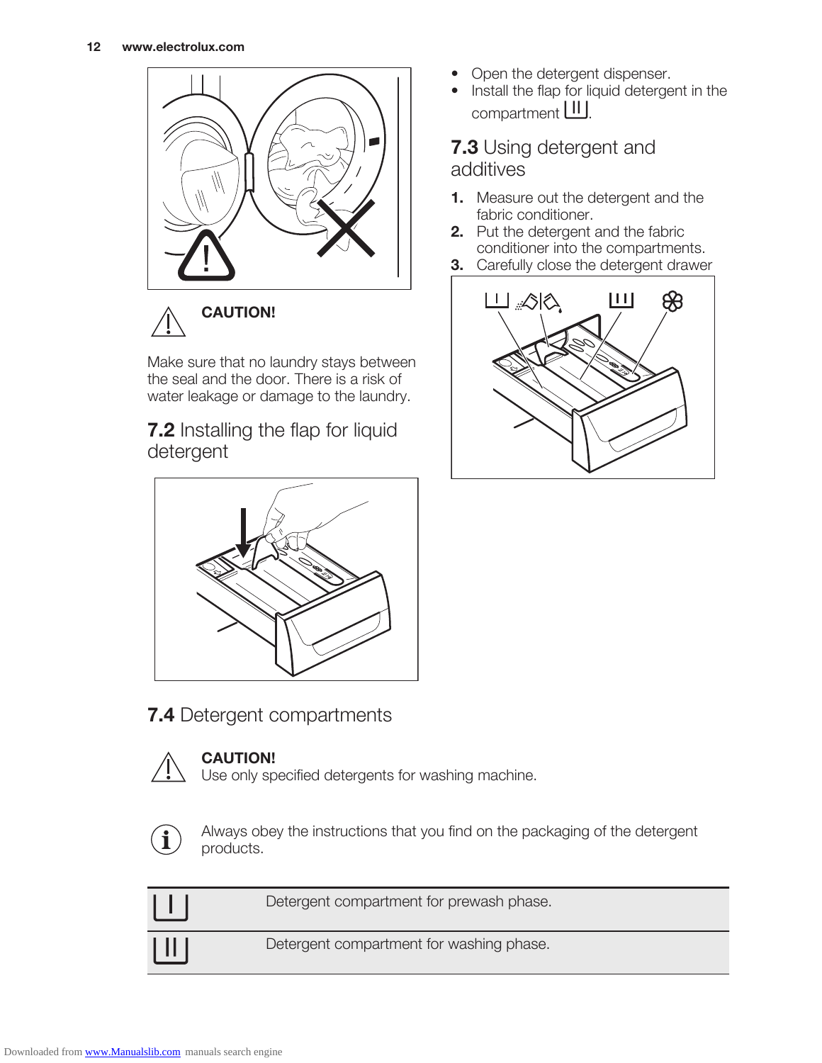**CAUTION!**

Make sure that no laundry stays between the seal and the door. There is a risk of water leakage or damage to the laundry.

## 7.2 Installing the flap for liquid detergent

- Open the detergent dispenser.
- Install the flap for liquid detergent in the compartment II.

## 7.3 Using detergent and additives

1. Measure out the detergent and the fabric conditioner.
2. Put the detergent and the fabric conditioner into the compartments.
3. Carefully close the detergent drawer

## 7.4 Detergent compartments

**CAUTION!**
Use only specified detergents for washing machine.

Always obey the instructions that you find on the packaging of the detergent products.

| | |
|---|---|
| I | Detergent compartment for prewash phase. |
| II | Detergent compartment for washing phase. |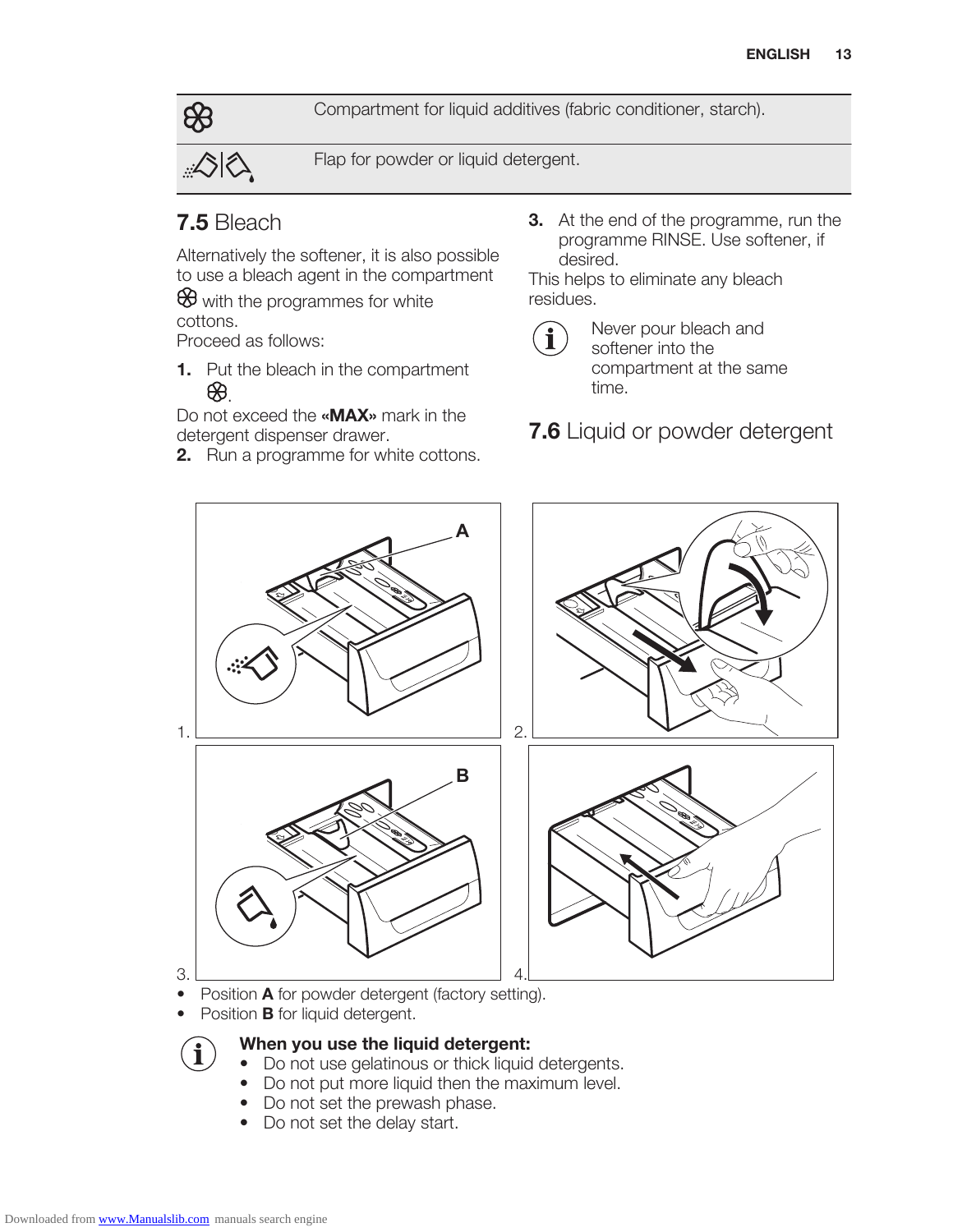| | |
|---|---|
| ❀ | Compartment for liquid additives (fabric conditioner, starch). |
| | Flap for powder or liquid detergent. |

## 7.5 Bleach

Alternatively the softener, it is also possible to use a bleach agent in the compartment ❀ with the programmes for white cottons.
Proceed as follows:

1. Put the bleach in the compartment ❀.

Do not exceed the **«MAX»** mark in the detergent dispenser drawer.

2. Run a programme for white cottons.
3. At the end of the programme, run the programme RINSE. Use softener, if desired.

This helps to eliminate any bleach residues.

Never pour bleach and softener into the compartment at the same time.

## 7.6 Liquid or powder detergent

1.

2.

3.

4.

- Position **A** for powder detergent (factory setting).
- Position **B** for liquid detergent.

**When you use the liquid detergent:**

- Do not use gelatinous or thick liquid detergents.
- Do not put more liquid then the maximum level.
- Do not set the prewash phase.
- Do not set the delay start.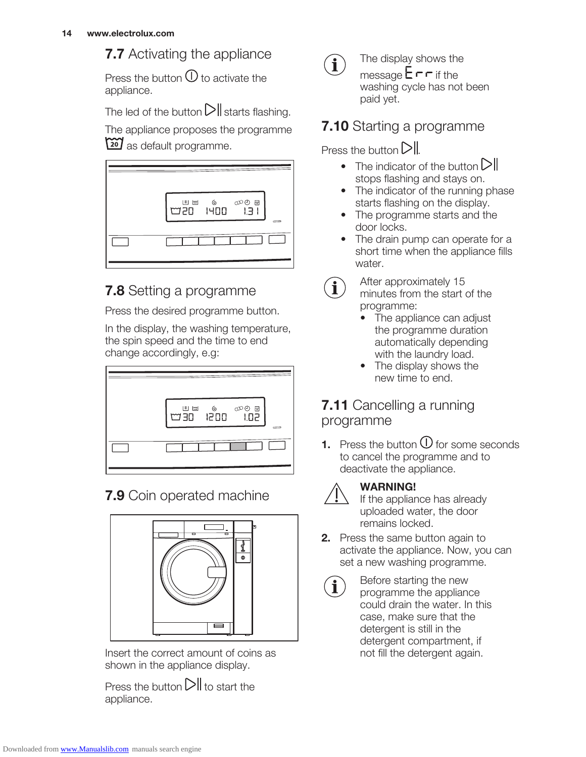## 7.7 Activating the appliance

Press the button ⏻ to activate the appliance.

The led of the button ▷|| starts flashing.

The appliance proposes the programme 20 as default programme.

## 7.8 Setting a programme

Press the desired programme button.

In the display, the washing temperature, the spin speed and the time to end change accordingly, e.g:

## 7.9 Coin operated machine

Insert the correct amount of coins as shown in the appliance display.

Press the button ▷|| to start the appliance.

> The display shows the message Err if the washing cycle has not been paid yet.

## 7.10 Starting a programme

Press the button ▷||.

- The indicator of the button ▷|| stops flashing and stays on.
- The indicator of the running phase starts flashing on the display.
- The programme starts and the door locks.
- The drain pump can operate for a short time when the appliance fills water.

> After approximately 15 minutes from the start of the programme:
> - The appliance can adjust the programme duration automatically depending with the laundry load.
> - The display shows the new time to end.

## 7.11 Cancelling a running programme

1. Press the button ⏻ for some seconds to cancel the programme and to deactivate the appliance.

> **WARNING!**
> If the appliance has already uploaded water, the door remains locked.

2. Press the same button again to activate the appliance. Now, you can set a new washing programme.

> Before starting the new programme the appliance could drain the water. In this case, make sure that the detergent is still in the detergent compartment, if not fill the detergent again.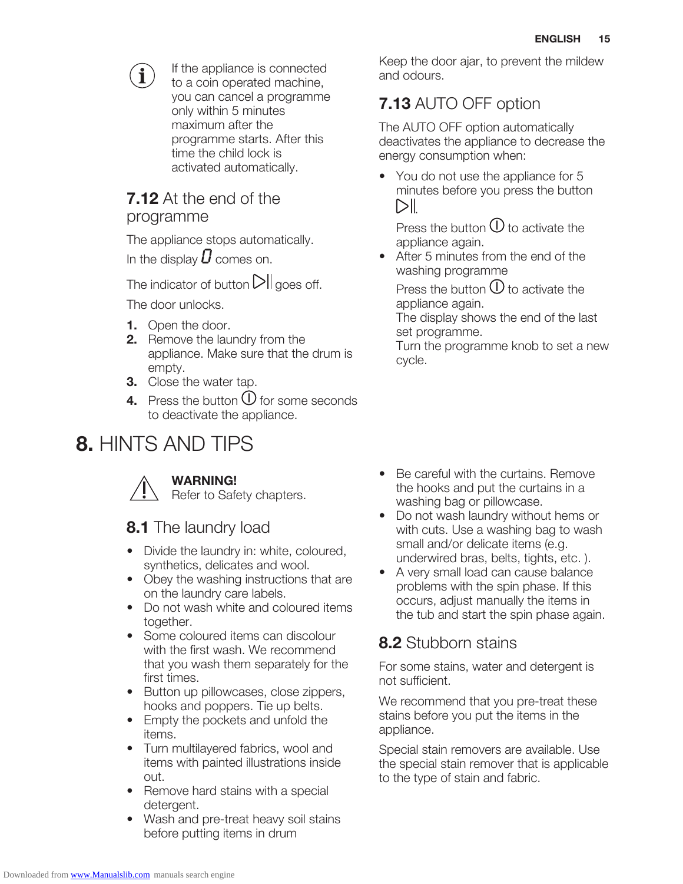If the appliance is connected to a coin operated machine, you can cancel a programme only within 5 minutes maximum after the programme starts. After this time the child lock is activated automatically.

### 7.12 At the end of the programme

The appliance stops automatically.

In the display 0 comes on.

The indicator of button ▷|| goes off.

The door unlocks.

1. Open the door.
2. Remove the laundry from the appliance. Make sure that the drum is empty.
3. Close the water tap.
4. Press the button ⏻ for some seconds to deactivate the appliance.

Keep the door ajar, to prevent the mildew and odours.

### 7.13 AUTO OFF option

The AUTO OFF option automatically deactivates the appliance to decrease the energy consumption when:

- You do not use the appliance for 5 minutes before you press the button ▷||.

  Press the button ⏻ to activate the appliance again.
- After 5 minutes from the end of the washing programme

  Press the button ⏻ to activate the appliance again.
  The display shows the end of the last set programme.
  Turn the programme knob to set a new cycle.

## 8. HINTS AND TIPS

**WARNING!**
Refer to Safety chapters.

### 8.1 The laundry load

- Divide the laundry in: white, coloured, synthetics, delicates and wool.
- Obey the washing instructions that are on the laundry care labels.
- Do not wash white and coloured items together.
- Some coloured items can discolour with the first wash. We recommend that you wash them separately for the first times.
- Button up pillowcases, close zippers, hooks and poppers. Tie up belts.
- Empty the pockets and unfold the items.
- Turn multilayered fabrics, wool and items with painted illustrations inside out.
- Remove hard stains with a special detergent.
- Wash and pre-treat heavy soil stains before putting items in drum
- Be careful with the curtains. Remove the hooks and put the curtains in a washing bag or pillowcase.
- Do not wash laundry without hems or with cuts. Use a washing bag to wash small and/or delicate items (e.g. underwired bras, belts, tights, etc. ).
- A very small load can cause balance problems with the spin phase. If this occurs, adjust manually the items in the tub and start the spin phase again.

### 8.2 Stubborn stains

For some stains, water and detergent is not sufficient.

We recommend that you pre-treat these stains before you put the items in the appliance.

Special stain removers are available. Use the special stain remover that is applicable to the type of stain and fabric.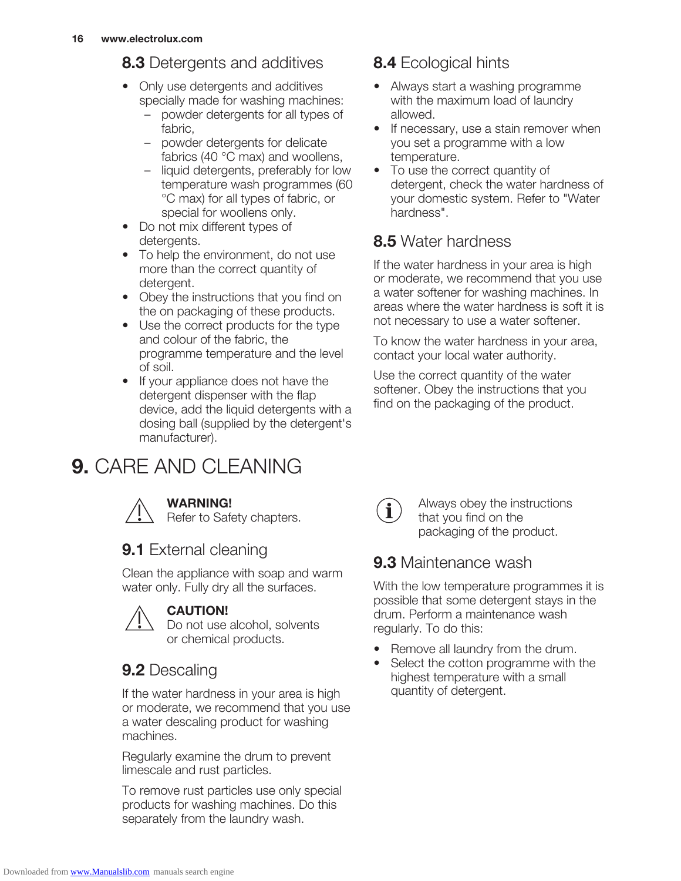## 8.3 Detergents and additives

- Only use detergents and additives specially made for washing machines:
  - powder detergents for all types of fabric,
  - powder detergents for delicate fabrics (40 °C max) and woollens,
  - liquid detergents, preferably for low temperature wash programmes (60 °C max) for all types of fabric, or special for woollens only.
- Do not mix different types of detergents.
- To help the environment, do not use more than the correct quantity of detergent.
- Obey the instructions that you find on the on packaging of these products.
- Use the correct products for the type and colour of the fabric, the programme temperature and the level of soil.
- If your appliance does not have the detergent dispenser with the flap device, add the liquid detergents with a dosing ball (supplied by the detergent's manufacturer).

## 8.4 Ecological hints

- Always start a washing programme with the maximum load of laundry allowed.
- If necessary, use a stain remover when you set a programme with a low temperature.
- To use the correct quantity of detergent, check the water hardness of your domestic system. Refer to "Water hardness".

## 8.5 Water hardness

If the water hardness in your area is high or moderate, we recommend that you use a water softener for washing machines. In areas where the water hardness is soft it is not necessary to use a water softener.

To know the water hardness in your area, contact your local water authority.

Use the correct quantity of the water softener. Obey the instructions that you find on the packaging of the product.

# 9. CARE AND CLEANING

**WARNING!**
Refer to Safety chapters.

## 9.1 External cleaning

Clean the appliance with soap and warm water only. Fully dry all the surfaces.

**CAUTION!**
Do not use alcohol, solvents or chemical products.

## 9.2 Descaling

If the water hardness in your area is high or moderate, we recommend that you use a water descaling product for washing machines.

Regularly examine the drum to prevent limescale and rust particles.

To remove rust particles use only special products for washing machines. Do this separately from the laundry wash.

Always obey the instructions that you find on the packaging of the product.

## 9.3 Maintenance wash

With the low temperature programmes it is possible that some detergent stays in the drum. Perform a maintenance wash regularly. To do this:

- Remove all laundry from the drum.
- Select the cotton programme with the highest temperature with a small quantity of detergent.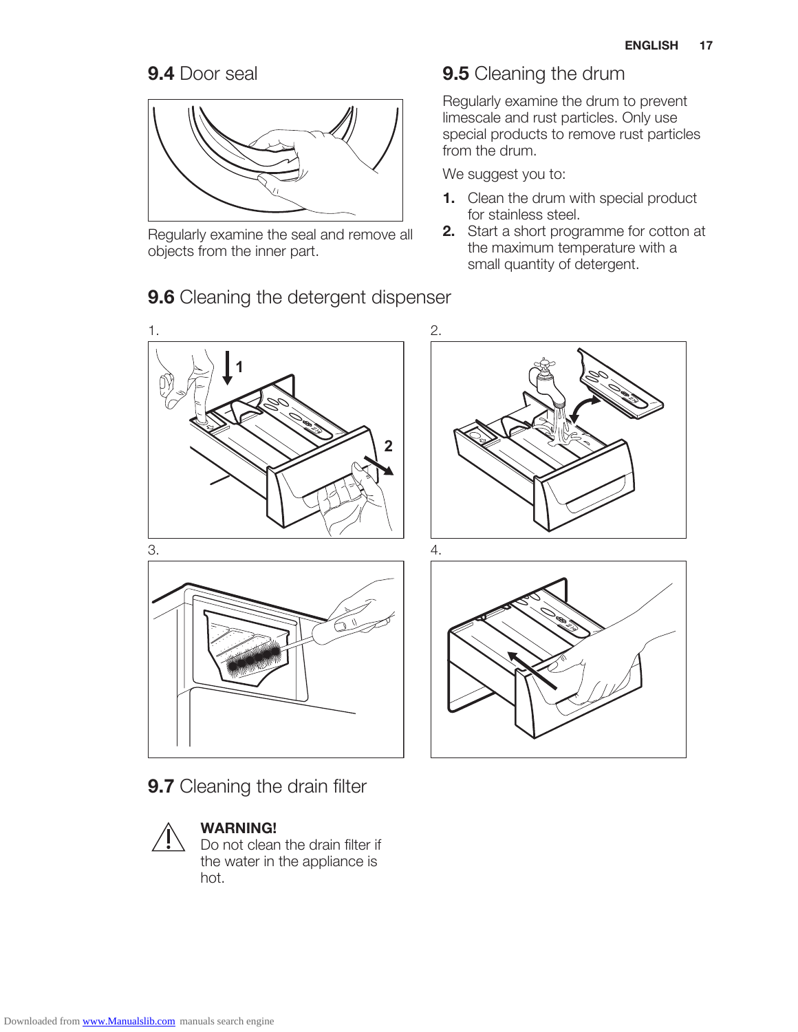## 9.4 Door seal

Regularly examine the seal and remove all objects from the inner part.

## 9.5 Cleaning the drum

Regularly examine the drum to prevent limescale and rust particles. Only use special products to remove rust particles from the drum.

We suggest you to:

1. Clean the drum with special product for stainless steel.
2. Start a short programme for cotton at the maximum temperature with a small quantity of detergent.

## 9.6 Cleaning the detergent dispenser

1.

2.

3.

4.

## 9.7 Cleaning the drain filter

**WARNING!**
Do not clean the drain filter if the water in the appliance is hot.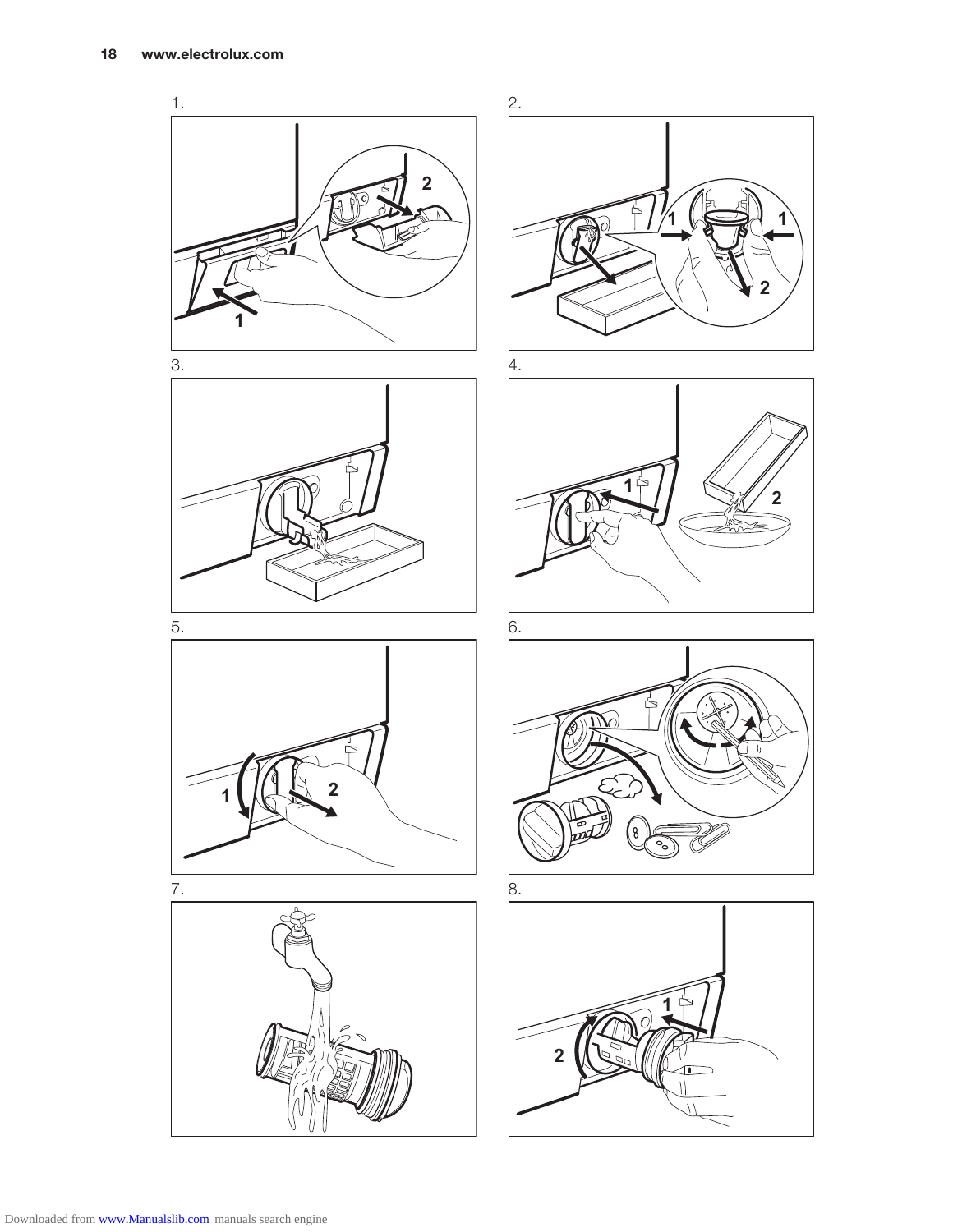1.

2.

3.

4.

5.

6.

7.

8.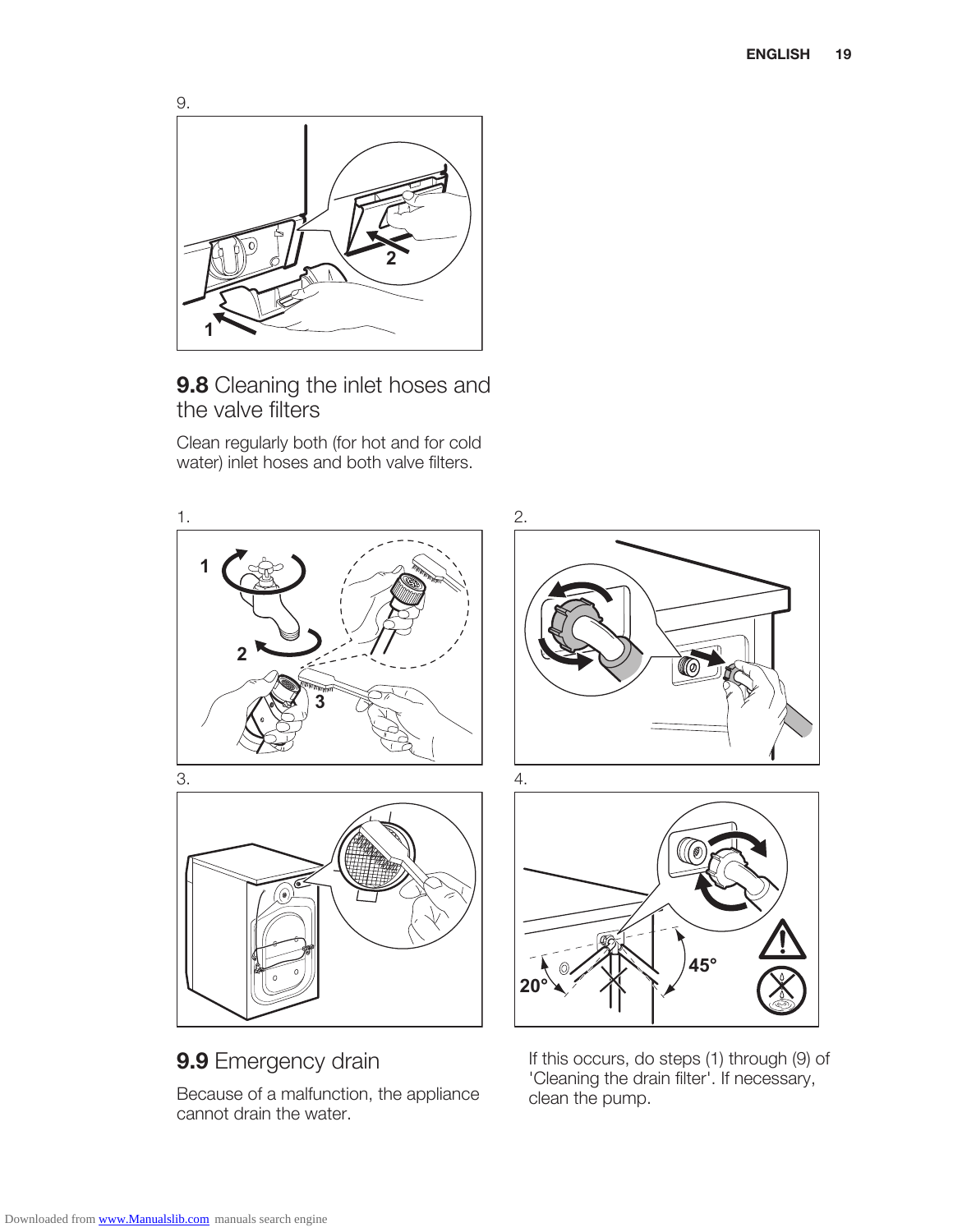9.

## 9.8 Cleaning the inlet hoses and the valve filters

Clean regularly both (for hot and for cold water) inlet hoses and both valve filters.

1.

2.

3.

4.

## 9.9 Emergency drain

Because of a malfunction, the appliance cannot drain the water.

If this occurs, do steps (1) through (9) of 'Cleaning the drain filter'. If necessary, clean the pump.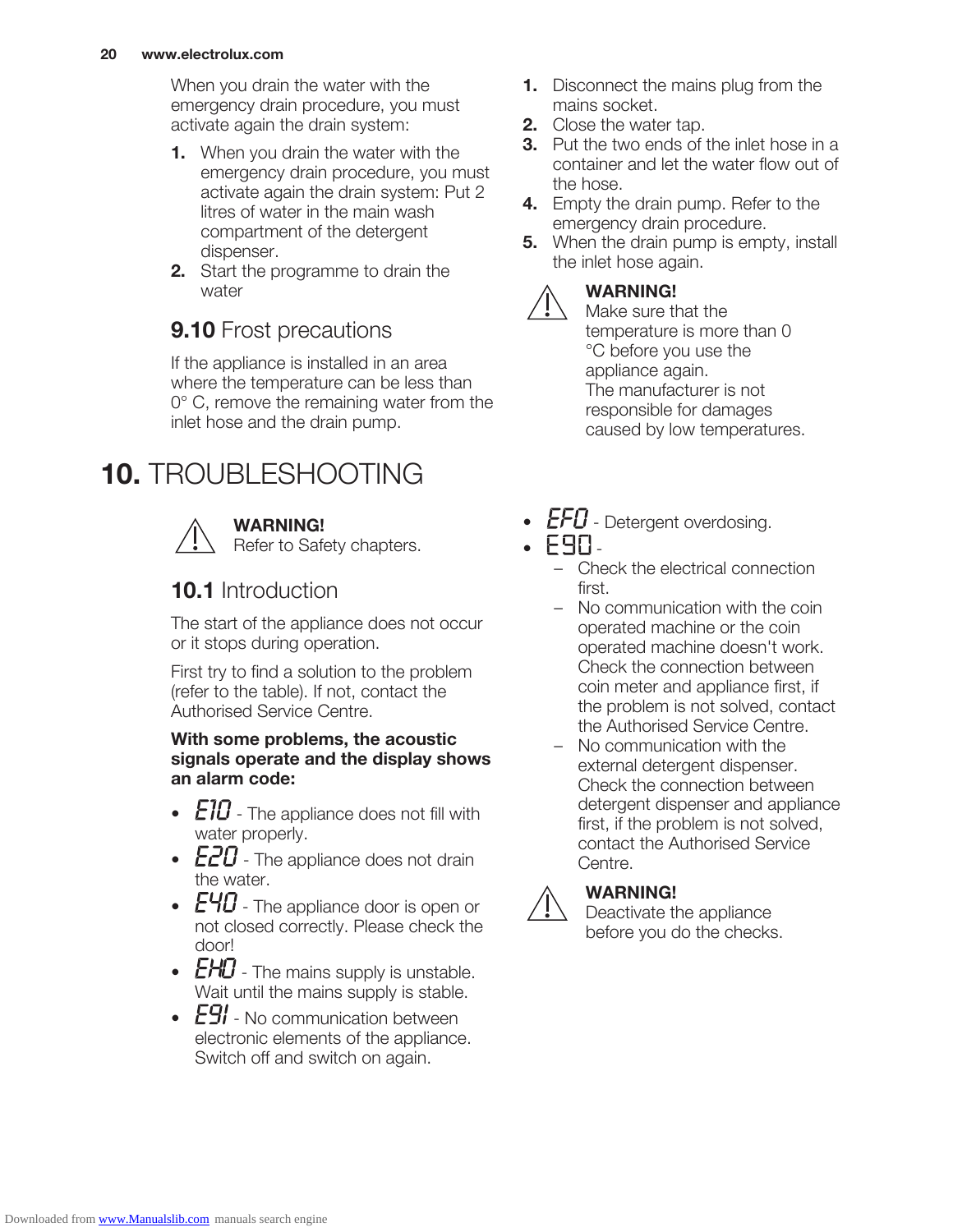When you drain the water with the emergency drain procedure, you must activate again the drain system:

1. When you drain the water with the emergency drain procedure, you must activate again the drain system: Put 2 litres of water in the main wash compartment of the detergent dispenser.
2. Start the programme to drain the water

### 9.10 Frost precautions

If the appliance is installed in an area where the temperature can be less than 0° C, remove the remaining water from the inlet hose and the drain pump.

1. Disconnect the mains plug from the mains socket.
2. Close the water tap.
3. Put the two ends of the inlet hose in a container and let the water flow out of the hose.
4. Empty the drain pump. Refer to the emergency drain procedure.
5. When the drain pump is empty, install the inlet hose again.

> **WARNING!**
> Make sure that the temperature is more than 0 °C before you use the appliance again.
> The manufacturer is not responsible for damages caused by low temperatures.

## 10. TROUBLESHOOTING

> **WARNING!**
> Refer to Safety chapters.

### 10.1 Introduction

The start of the appliance does not occur or it stops during operation.

First try to find a solution to the problem (refer to the table). If not, contact the Authorised Service Centre.

**With some problems, the acoustic signals operate and the display shows an alarm code:**

- E10 - The appliance does not fill with water properly.
- E20 - The appliance does not drain the water.
- E40 - The appliance door is open or not closed correctly. Please check the door!
- EH0 - The mains supply is unstable. Wait until the mains supply is stable.
- E91 - No communication between electronic elements of the appliance. Switch off and switch on again.
- EF0 - Detergent overdosing.
- E90 -
  - Check the electrical connection first.
  - No communication with the coin operated machine or the coin operated machine doesn't work. Check the connection between coin meter and appliance first, if the problem is not solved, contact the Authorised Service Centre.
  - No communication with the external detergent dispenser. Check the connection between detergent dispenser and appliance first, if the problem is not solved, contact the Authorised Service Centre.

> **WARNING!**
> Deactivate the appliance before you do the checks.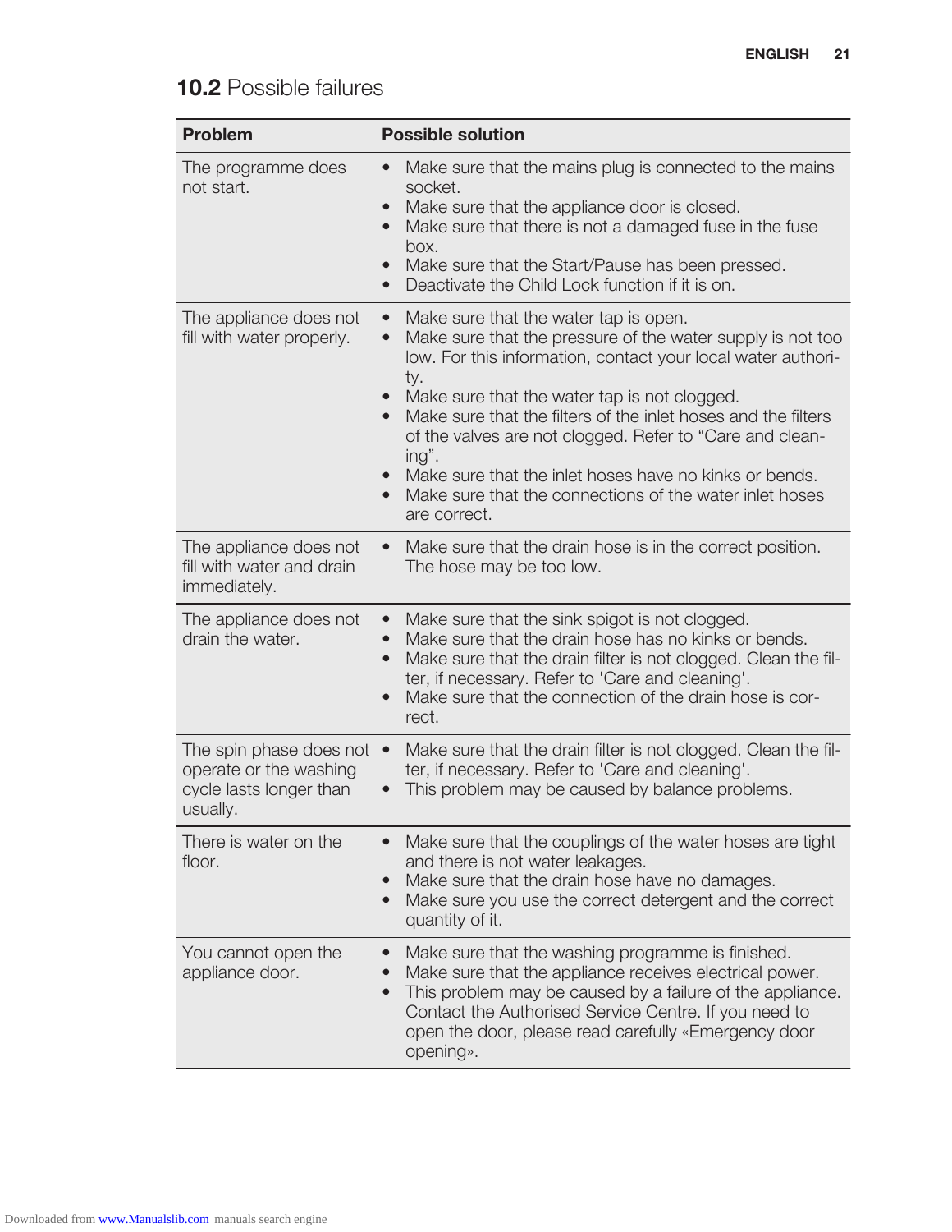## 10.2 Possible failures

| Problem | Possible solution |
|---|---|
| The programme does not start. | • Make sure that the mains plug is connected to the mains socket.<br>• Make sure that the appliance door is closed.<br>• Make sure that there is not a damaged fuse in the fuse box.<br>• Make sure that the Start/Pause has been pressed.<br>• Deactivate the Child Lock function if it is on. |
| The appliance does not fill with water properly. | • Make sure that the water tap is open.<br>• Make sure that the pressure of the water supply is not too low. For this information, contact your local water authority.<br>• Make sure that the water tap is not clogged.<br>• Make sure that the filters of the inlet hoses and the filters of the valves are not clogged. Refer to "Care and cleaning".<br>• Make sure that the inlet hoses have no kinks or bends.<br>• Make sure that the connections of the water inlet hoses are correct. |
| The appliance does not fill with water and drain immediately. | • Make sure that the drain hose is in the correct position. The hose may be too low. |
| The appliance does not drain the water. | • Make sure that the sink spigot is not clogged.<br>• Make sure that the drain hose has no kinks or bends.<br>• Make sure that the drain filter is not clogged. Clean the filter, if necessary. Refer to 'Care and cleaning'.<br>• Make sure that the connection of the drain hose is correct. |
| The spin phase does not operate or the washing cycle lasts longer than usually. | • Make sure that the drain filter is not clogged. Clean the filter, if necessary. Refer to 'Care and cleaning'.<br>• This problem may be caused by balance problems. |
| There is water on the floor. | • Make sure that the couplings of the water hoses are tight and there is not water leakages.<br>• Make sure that the drain hose have no damages.<br>• Make sure you use the correct detergent and the correct quantity of it. |
| You cannot open the appliance door. | • Make sure that the washing programme is finished.<br>• Make sure that the appliance receives electrical power.<br>• This problem may be caused by a failure of the appliance. Contact the Authorised Service Centre. If you need to open the door, please read carefully «Emergency door opening». |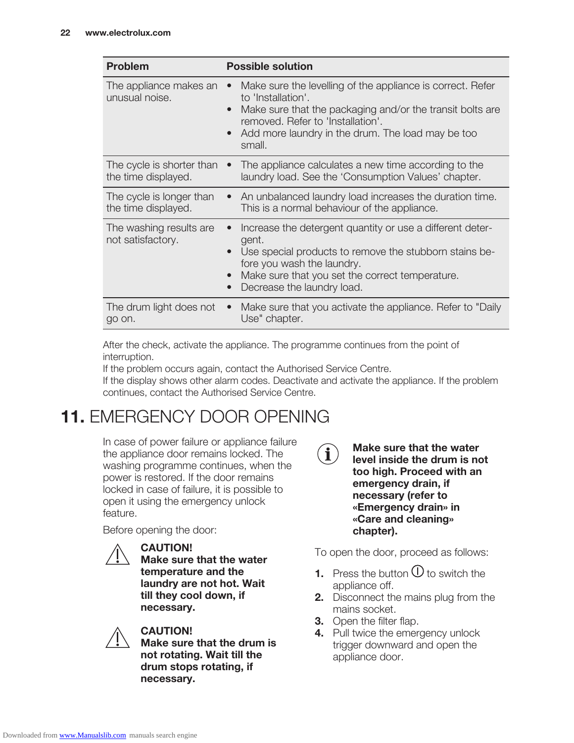| Problem | Possible solution |
|---|---|
| The appliance makes an unusual noise. | • Make sure the levelling of the appliance is correct. Refer to 'Installation'.<br>• Make sure that the packaging and/or the transit bolts are removed. Refer to 'Installation'.<br>• Add more laundry in the drum. The load may be too small. |
| The cycle is shorter than the time displayed. | • The appliance calculates a new time according to the laundry load. See the 'Consumption Values' chapter. |
| The cycle is longer than the time displayed. | • An unbalanced laundry load increases the duration time. This is a normal behaviour of the appliance. |
| The washing results are not satisfactory. | • Increase the detergent quantity or use a different detergent.<br>• Use special products to remove the stubborn stains before you wash the laundry.<br>• Make sure that you set the correct temperature.<br>• Decrease the laundry load. |
| The drum light does not go on. | • Make sure that you activate the appliance. Refer to "Daily Use" chapter. |

After the check, activate the appliance. The programme continues from the point of interruption.

If the problem occurs again, contact the Authorised Service Centre.

If the display shows other alarm codes. Deactivate and activate the appliance. If the problem continues, contact the Authorised Service Centre.

# 11. EMERGENCY DOOR OPENING

In case of power failure or appliance failure the appliance door remains locked. The washing programme continues, when the power is restored. If the door remains locked in case of failure, it is possible to open it using the emergency unlock feature.

Before opening the door:

**CAUTION!**
**Make sure that the water temperature and the laundry are not hot. Wait till they cool down, if necessary.**

**CAUTION!**
**Make sure that the drum is not rotating. Wait till the drum stops rotating, if necessary.**

**Make sure that the water level inside the drum is not too high. Proceed with an emergency drain, if necessary (refer to «Emergency drain» in «Care and cleaning» chapter).**

To open the door, proceed as follows:

1. Press the button ⏻ to switch the appliance off.
2. Disconnect the mains plug from the mains socket.
3. Open the filter flap.
4. Pull twice the emergency unlock trigger downward and open the appliance door.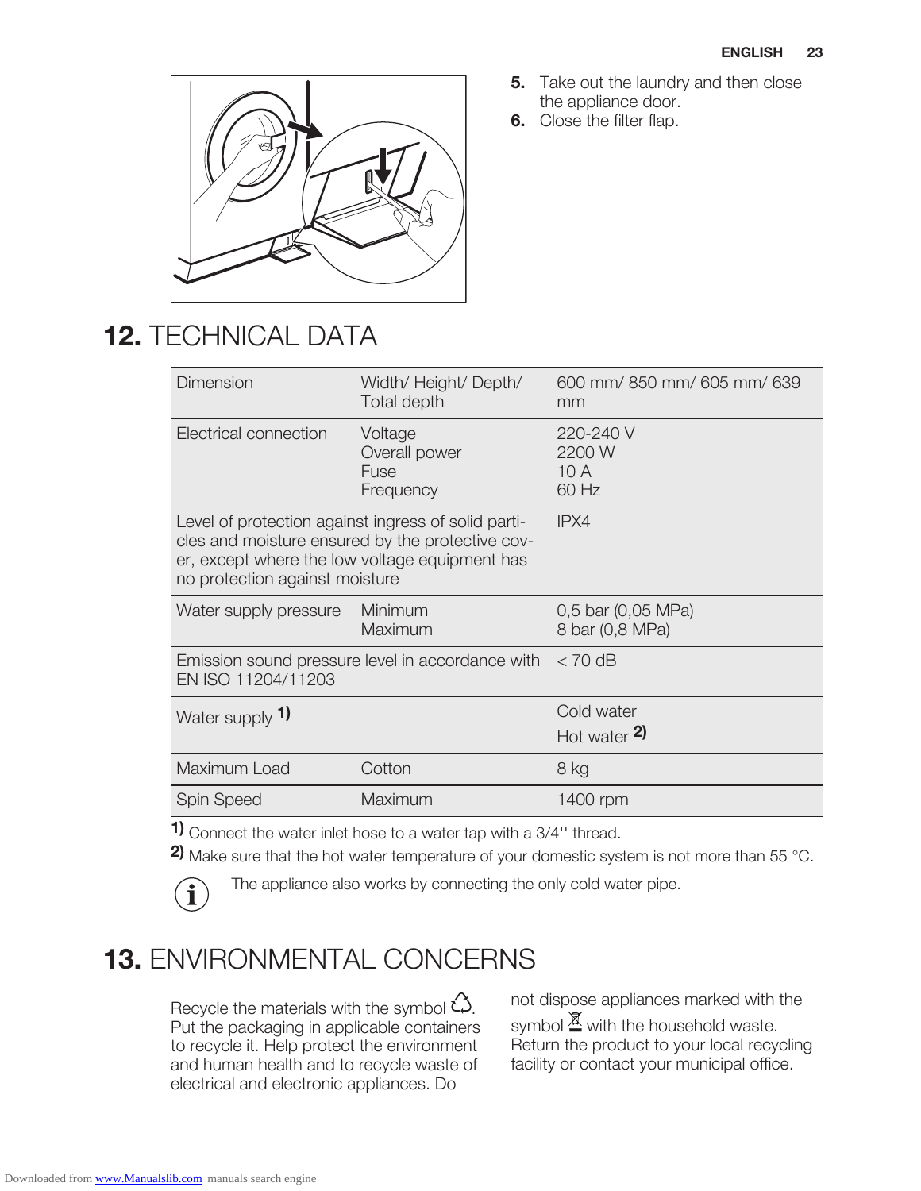5. Take out the laundry and then close the appliance door.
6. Close the filter flap.

## 12. TECHNICAL DATA

| Dimension | Width/ Height/ Depth/ Total depth | 600 mm/ 850 mm/ 605 mm/ 639 mm |
|---|---|---|
| Electrical connection | Voltage<br>Overall power<br>Fuse<br>Frequency | 220-240 V<br>2200 W<br>10 A<br>60 Hz |
| Level of protection against ingress of solid particles and moisture ensured by the protective cover, except where the low voltage equipment has no protection against moisture | | IPX4 |
| Water supply pressure | Minimum<br>Maximum | 0,5 bar (0,05 MPa)<br>8 bar (0,8 MPa) |
| Emission sound pressure level in accordance with EN ISO 11204/11203 | | < 70 dB |
| Water supply [1] | | Cold water<br>Hot water [2] |
| Maximum Load | Cotton | 8 kg |
| Spin Speed | Maximum | 1400 rpm |

[1] Connect the water inlet hose to a water tap with a 3/4'' thread.

[2] Make sure that the hot water temperature of your domestic system is not more than 55 °C.

The appliance also works by connecting the only cold water pipe.

## 13. ENVIRONMENTAL CONCERNS

Recycle the materials with the symbol ♻. Put the packaging in applicable containers to recycle it. Help protect the environment and human health and to recycle waste of electrical and electronic appliances. Do not dispose appliances marked with the symbol with the household waste. Return the product to your local recycling facility or contact your municipal office.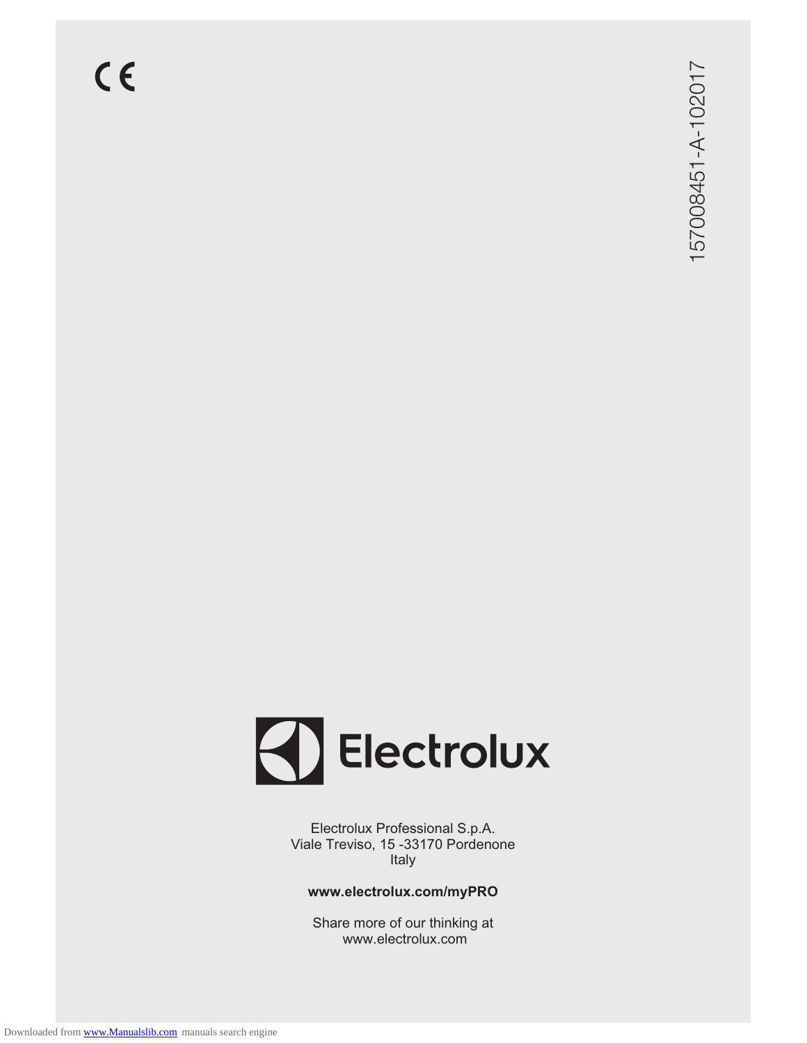CE

157008451-A-102017

Electrolux

Electrolux Professional S.p.A.
Viale Treviso, 15 -33170 Pordenone
Italy

**www.electrolux.com/myPRO**

Share more of our thinking at
www.electrolux.com